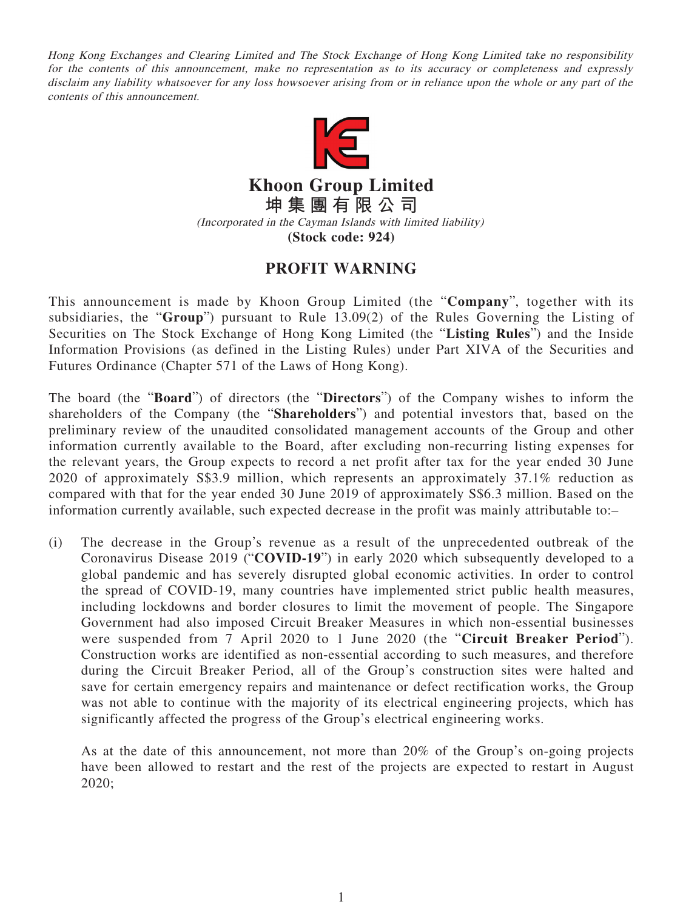*Hong Kong Exchanges and Clearing Limited and The Stock Exchange of Hong Kong Limited take no responsibility for the contents of this announcement, make no representation as to its accuracy or completeness and expressly disclaim any liability whatsoever for any loss howsoever arising from or in reliance upon the whole or any part of the contents of this announcement.*

# Khoon Group Limited
# 坤集團有限公司

*(Incorporated in the Cayman Islands with limited liability)*

**(Stock code: 924)**

## PROFIT WARNING

This announcement is made by Khoon Group Limited (the "**Company**", together with its subsidiaries, the "**Group**") pursuant to Rule 13.09(2) of the Rules Governing the Listing of Securities on The Stock Exchange of Hong Kong Limited (the "**Listing Rules**") and the Inside Information Provisions (as defined in the Listing Rules) under Part XIVA of the Securities and Futures Ordinance (Chapter 571 of the Laws of Hong Kong).

The board (the "**Board**") of directors (the "**Directors**") of the Company wishes to inform the shareholders of the Company (the "**Shareholders**") and potential investors that, based on the preliminary review of the unaudited consolidated management accounts of the Group and other information currently available to the Board, after excluding non-recurring listing expenses for the relevant years, the Group expects to record a net profit after tax for the year ended 30 June 2020 of approximately S$3.9 million, which represents an approximately 37.1% reduction as compared with that for the year ended 30 June 2019 of approximately S$6.3 million. Based on the information currently available, such expected decrease in the profit was mainly attributable to:–

(i) The decrease in the Group's revenue as a result of the unprecedented outbreak of the Coronavirus Disease 2019 ("**COVID-19**") in early 2020 which subsequently developed to a global pandemic and has severely disrupted global economic activities. In order to control the spread of COVID-19, many countries have implemented strict public health measures, including lockdowns and border closures to limit the movement of people. The Singapore Government had also imposed Circuit Breaker Measures in which non-essential businesses were suspended from 7 April 2020 to 1 June 2020 (the "**Circuit Breaker Period**"). Construction works are identified as non-essential according to such measures, and therefore during the Circuit Breaker Period, all of the Group's construction sites were halted and save for certain emergency repairs and maintenance or defect rectification works, the Group was not able to continue with the majority of its electrical engineering projects, which has significantly affected the progress of the Group's electrical engineering works.

    As at the date of this announcement, not more than 20% of the Group's on-going projects have been allowed to restart and the rest of the projects are expected to restart in August 2020;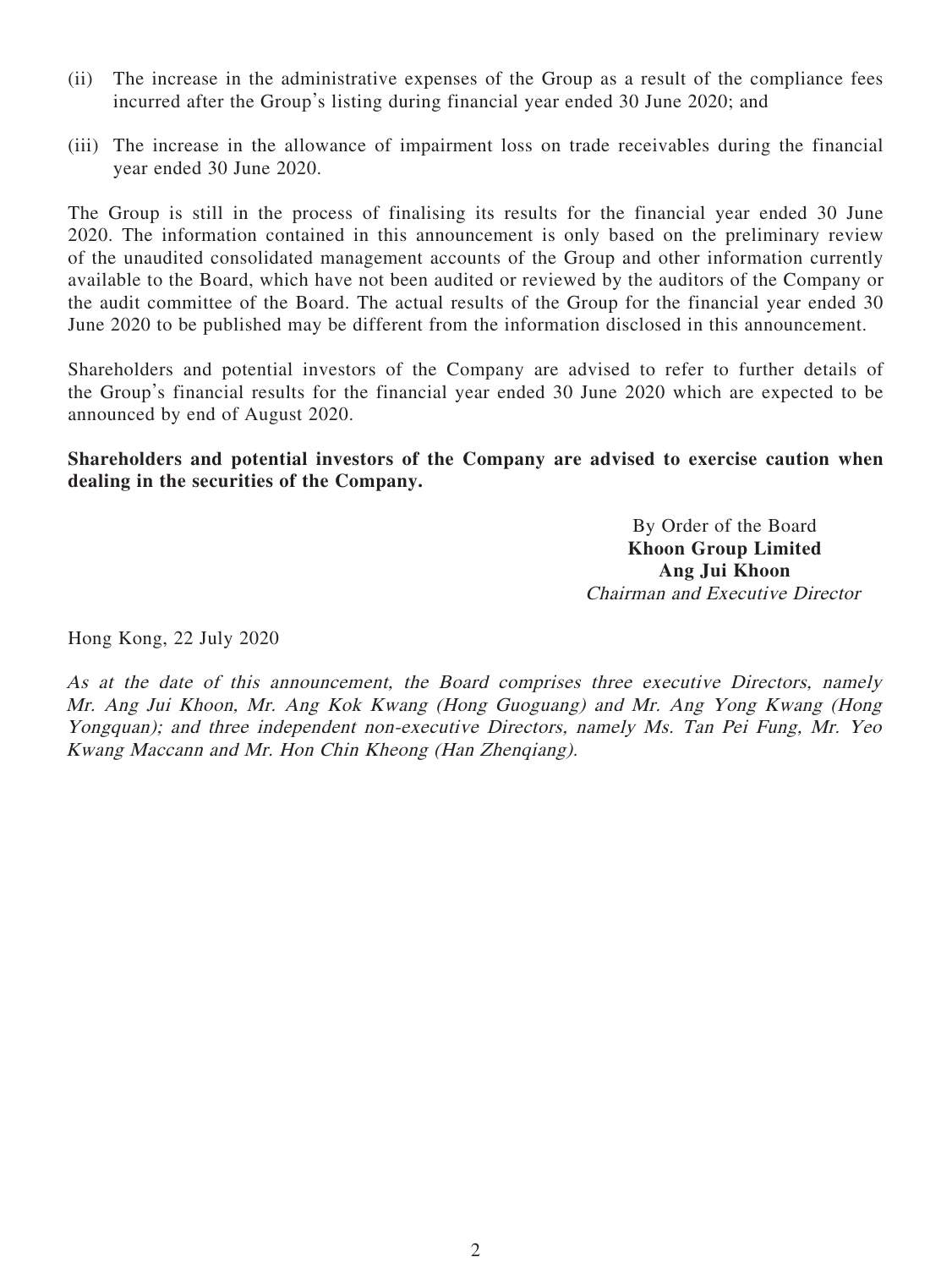(ii) The increase in the administrative expenses of the Group as a result of the compliance fees incurred after the Group's listing during financial year ended 30 June 2020; and

(iii) The increase in the allowance of impairment loss on trade receivables during the financial year ended 30 June 2020.

The Group is still in the process of finalising its results for the financial year ended 30 June 2020. The information contained in this announcement is only based on the preliminary review of the unaudited consolidated management accounts of the Group and other information currently available to the Board, which have not been audited or reviewed by the auditors of the Company or the audit committee of the Board. The actual results of the Group for the financial year ended 30 June 2020 to be published may be different from the information disclosed in this announcement.

Shareholders and potential investors of the Company are advised to refer to further details of the Group's financial results for the financial year ended 30 June 2020 which are expected to be announced by end of August 2020.

**Shareholders and potential investors of the Company are advised to exercise caution when dealing in the securities of the Company.**

By Order of the Board
**Khoon Group Limited**
**Ang Jui Khoon**
*Chairman and Executive Director*

Hong Kong, 22 July 2020

*As at the date of this announcement, the Board comprises three executive Directors, namely Mr. Ang Jui Khoon, Mr. Ang Kok Kwang (Hong Guoguang) and Mr. Ang Yong Kwang (Hong Yongquan); and three independent non-executive Directors, namely Ms. Tan Pei Fung, Mr. Yeo Kwang Maccann and Mr. Hon Chin Kheong (Han Zhenqiang).*